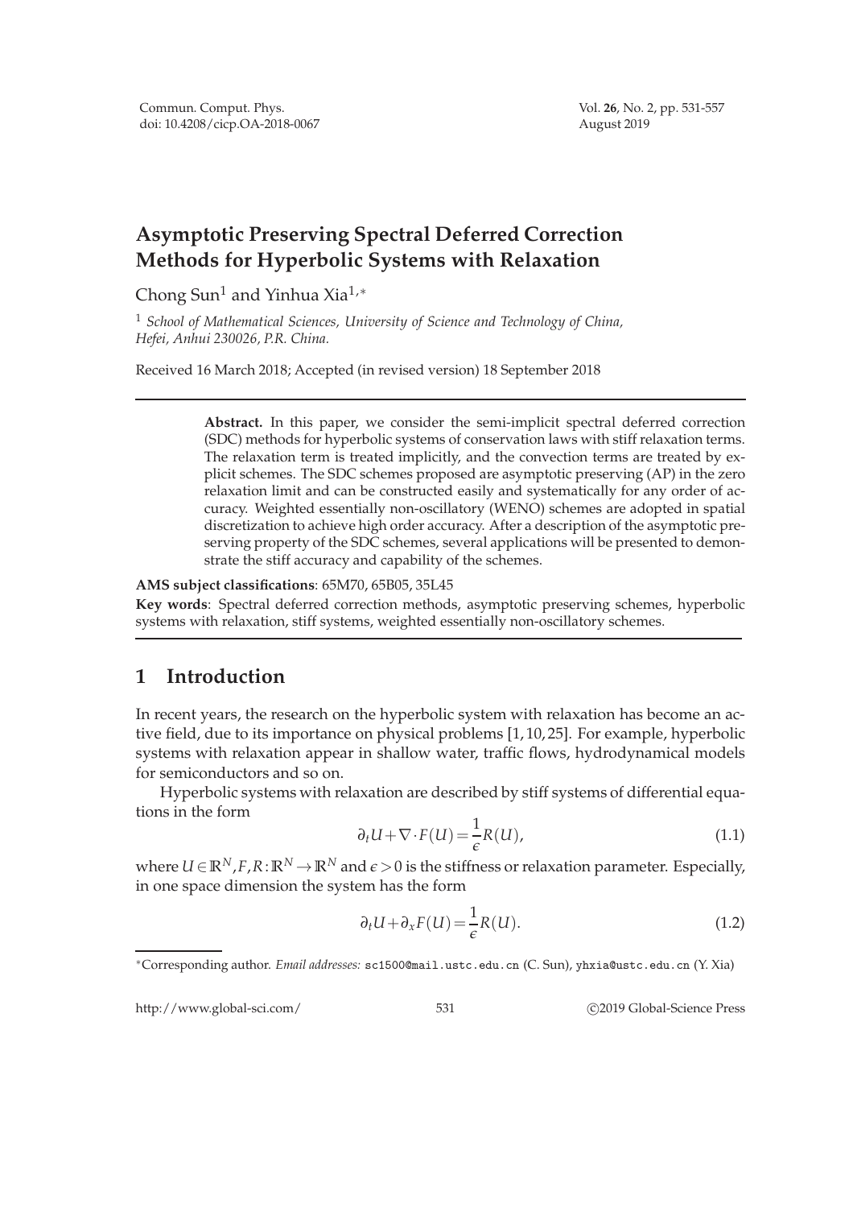# Asymptotic Preserving Spectral Deferred Correction Methods for Hyperbolic Systems with Relaxation

Chong Sun[1] and Yinhua Xia[1,*]

[1] *School of Mathematical Sciences, University of Science and Technology of China, Hefei, Anhui 230026, P.R. China.*

Received 16 March 2018; Accepted (in revised version) 18 September 2018

**Abstract.** In this paper, we consider the semi-implicit spectral deferred correction (SDC) methods for hyperbolic systems of conservation laws with stiff relaxation terms. The relaxation term is treated implicitly, and the convection terms are treated by explicit schemes. The SDC schemes proposed are asymptotic preserving (AP) in the zero relaxation limit and can be constructed easily and systematically for any order of accuracy. Weighted essentially non-oscillatory (WENO) schemes are adopted in spatial discretization to achieve high order accuracy. After a description of the asymptotic preserving property of the SDC schemes, several applications will be presented to demonstrate the stiff accuracy and capability of the schemes.

**AMS subject classifications**: 65M70, 65B05, 35L45

**Key words**: Spectral deferred correction methods, asymptotic preserving schemes, hyperbolic systems with relaxation, stiff systems, weighted essentially non-oscillatory schemes.

## 1 Introduction

In recent years, the research on the hyperbolic system with relaxation has become an active field, due to its importance on physical problems [1,10,25]. For example, hyperbolic systems with relaxation appear in shallow water, traffic flows, hydrodynamical models for semiconductors and so on.

Hyperbolic systems with relaxation are described by stiff systems of differential equations in the form

$$\partial_t U + \nabla \cdot F(U) = \frac{1}{\epsilon} R(U), \tag{1.1}$$

where $U \in \mathbb{R}^N, F, R : \mathbb{R}^N \to \mathbb{R}^N$ and $\epsilon > 0$ is the stiffness or relaxation parameter. Especially, in one space dimension the system has the form

$$\partial_t U + \partial_x F(U) = \frac{1}{\epsilon} R(U). \tag{1.2}$$

*Corresponding author. *Email addresses:* sc1500@mail.ustc.edu.cn (C. Sun), yhxia@ustc.edu.cn (Y. Xia)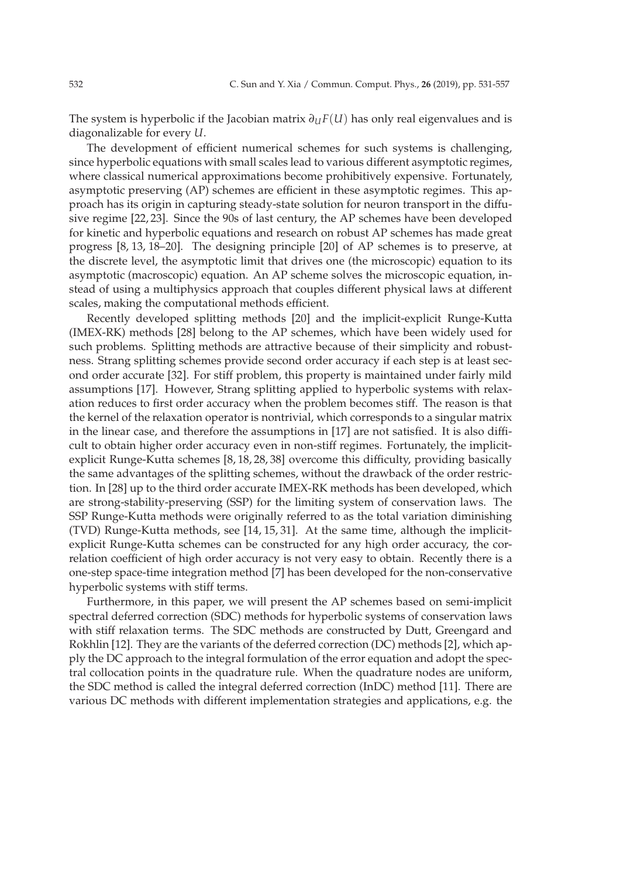The system is hyperbolic if the Jacobian matrix $\partial_U F(U)$ has only real eigenvalues and is diagonalizable for every $U$.

The development of efficient numerical schemes for such systems is challenging, since hyperbolic equations with small scales lead to various different asymptotic regimes, where classical numerical approximations become prohibitively expensive. Fortunately, asymptotic preserving (AP) schemes are efficient in these asymptotic regimes. This approach has its origin in capturing steady-state solution for neuron transport in the diffusive regime [22, 23]. Since the 90s of last century, the AP schemes have been developed for kinetic and hyperbolic equations and research on robust AP schemes has made great progress [8, 13, 18–20]. The designing principle [20] of AP schemes is to preserve, at the discrete level, the asymptotic limit that drives one (the microscopic) equation to its asymptotic (macroscopic) equation. An AP scheme solves the microscopic equation, instead of using a multiphysics approach that couples different physical laws at different scales, making the computational methods efficient.

Recently developed splitting methods [20] and the implicit-explicit Runge-Kutta (IMEX-RK) methods [28] belong to the AP schemes, which have been widely used for such problems. Splitting methods are attractive because of their simplicity and robustness. Strang splitting schemes provide second order accuracy if each step is at least second order accurate [32]. For stiff problem, this property is maintained under fairly mild assumptions [17]. However, Strang splitting applied to hyperbolic systems with relaxation reduces to first order accuracy when the problem becomes stiff. The reason is that the kernel of the relaxation operator is nontrivial, which corresponds to a singular matrix in the linear case, and therefore the assumptions in [17] are not satisfied. It is also difficult to obtain higher order accuracy even in non-stiff regimes. Fortunately, the implicit-explicit Runge-Kutta schemes [8, 18, 28, 38] overcome this difficulty, providing basically the same advantages of the splitting schemes, without the drawback of the order restriction. In [28] up to the third order accurate IMEX-RK methods has been developed, which are strong-stability-preserving (SSP) for the limiting system of conservation laws. The SSP Runge-Kutta methods were originally referred to as the total variation diminishing (TVD) Runge-Kutta methods, see [14, 15, 31]. At the same time, although the implicit-explicit Runge-Kutta schemes can be constructed for any high order accuracy, the correlation coefficient of high order accuracy is not very easy to obtain. Recently there is a one-step space-time integration method [7] has been developed for the non-conservative hyperbolic systems with stiff terms.

Furthermore, in this paper, we will present the AP schemes based on semi-implicit spectral deferred correction (SDC) methods for hyperbolic systems of conservation laws with stiff relaxation terms. The SDC methods are constructed by Dutt, Greengard and Rokhlin [12]. They are the variants of the deferred correction (DC) methods [2], which apply the DC approach to the integral formulation of the error equation and adopt the spectral collocation points in the quadrature rule. When the quadrature nodes are uniform, the SDC method is called the integral deferred correction (InDC) method [11]. There are various DC methods with different implementation strategies and applications, e.g. the